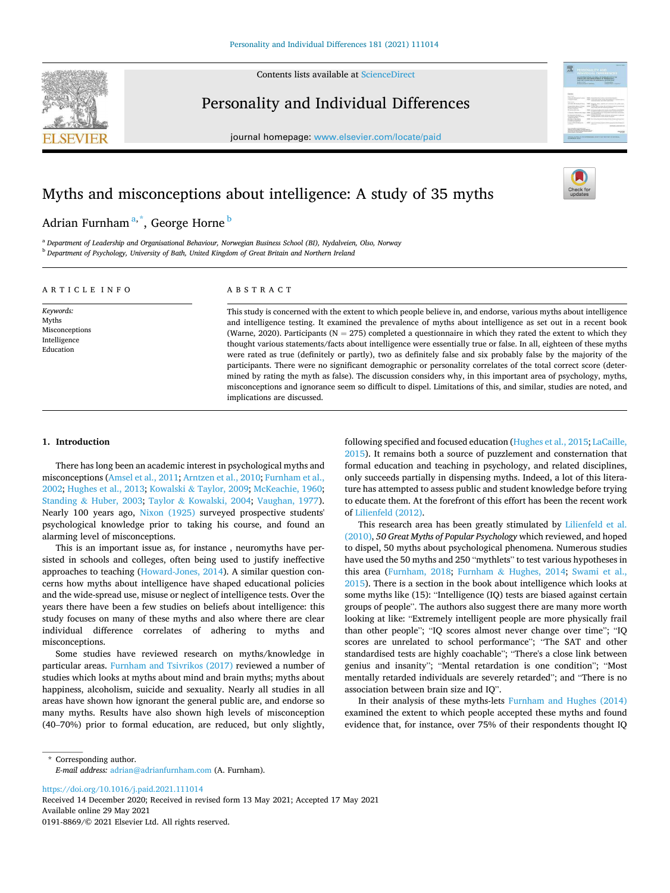# Myths and misconceptions about intelligence: A study of 35 myths

Adrian Furnham [a,*], George Horne [b]

[a] Department of Leadership and Organisational Behaviour, Norwegian Business School (BI), Nydalveien, Olso, Norway
[b] Department of Psychology, University of Bath, United Kingdom of Great Britain and Northern Ireland

## ARTICLE INFO

*Keywords:*
Myths
Misconceptions
Intelligence
Education

## ABSTRACT

This study is concerned with the extent to which people believe in, and endorse, various myths about intelligence and intelligence testing. It examined the prevalence of myths about intelligence as set out in a recent book (Warne, 2020). Participants (N = 275) completed a questionnaire in which they rated the extent to which they thought various statements/facts about intelligence were essentially true or false. In all, eighteen of these myths were rated as true (definitely or partly), two as definitely false and six probably false by the majority of the participants. There were no significant demographic or personality correlates of the total correct score (determined by rating the myth as false). The discussion considers why, in this important area of psychology, myths, misconceptions and ignorance seem so difficult to dispel. Limitations of this, and similar, studies are noted, and implications are discussed.

## 1. Introduction

There has long been an academic interest in psychological myths and misconceptions (Amsel et al., 2011; Arntzen et al., 2010; Furnham et al., 2002; Hughes et al., 2013; Kowalski & Taylor, 2009; McKeachie, 1960; Standing & Huber, 2003; Taylor & Kowalski, 2004; Vaughan, 1977). Nearly 100 years ago, Nixon (1925) surveyed prospective students' psychological knowledge prior to taking his course, and found an alarming level of misconceptions.

This is an important issue as, for instance , neuromyths have persisted in schools and colleges, often being used to justify ineffective approaches to teaching (Howard-Jones, 2014). A similar question concerns how myths about intelligence have shaped educational policies and the wide-spread use, misuse or neglect of intelligence tests. Over the years there have been a few studies on beliefs about intelligence: this study focuses on many of these myths and also where there are clear individual difference correlates of adhering to myths and misconceptions.

Some studies have reviewed research on myths/knowledge in particular areas. Furnham and Tsivrikos (2017) reviewed a number of studies which looks at myths about mind and brain myths; myths about happiness, alcoholism, suicide and sexuality. Nearly all studies in all areas have shown how ignorant the general public are, and endorse so many myths. Results have also shown high levels of misconception (40–70%) prior to formal education, are reduced, but only slightly, following specified and focused education (Hughes et al., 2015; LaCaille, 2015). It remains both a source of puzzlement and consternation that formal education and teaching in psychology, and related disciplines, only succeeds partially in dispensing myths. Indeed, a lot of this literature has attempted to assess public and student knowledge before trying to educate them. At the forefront of this effort has been the recent work of Lilienfeld (2012).

This research area has been greatly stimulated by Lilienfeld et al. (2010), *50 Great Myths of Popular Psychology* which reviewed, and hoped to dispel, 50 myths about psychological phenomena. Numerous studies have used the 50 myths and 250 "mythlets" to test various hypotheses in this area (Furnham, 2018; Furnham & Hughes, 2014; Swami et al., 2015). There is a section in the book about intelligence which looks at some myths like (15): "Intelligence (IQ) tests are biased against certain groups of people". The authors also suggest there are many more worth looking at like: "Extremely intelligent people are more physically frail than other people"; "IQ scores almost never change over time"; "IQ scores are unrelated to school performance"; "The SAT and other standardised tests are highly coachable"; "There's a close link between genius and insanity"; "Mental retardation is one condition"; "Most mentally retarded individuals are severely retarded"; and "There is no association between brain size and IQ".

In their analysis of these myths-lets Furnham and Hughes (2014) examined the extent to which people accepted these myths and found evidence that, for instance, over 75% of their respondents thought IQ

---

* Corresponding author.
*E-mail address:* adrian@adrianfurnham.com (A. Furnham).

https://doi.org/10.1016/j.paid.2021.111014
Received 14 December 2020; Received in revised form 13 May 2021; Accepted 17 May 2021
Available online 29 May 2021
0191-8869/© 2021 Elsevier Ltd. All rights reserved.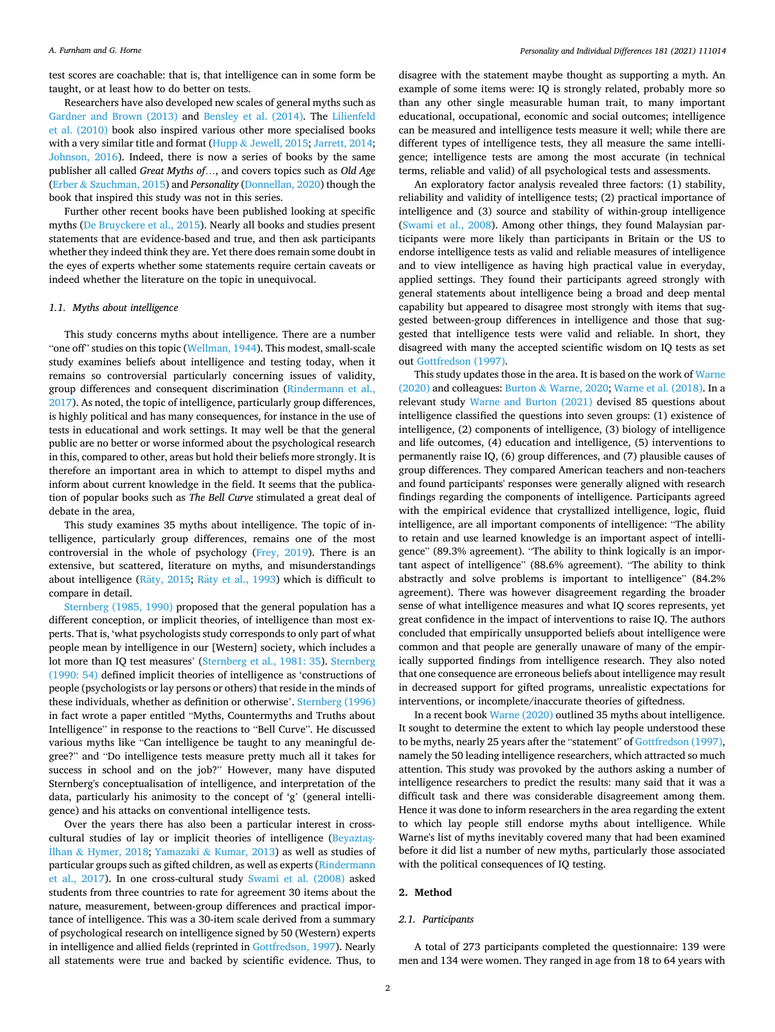test scores are coachable: that is, that intelligence can in some form be taught, or at least how to do better on tests.

Researchers have also developed new scales of general myths such as Gardner and Brown (2013) and Bensley et al. (2014). The Lilienfeld et al. (2010) book also inspired various other more specialised books with a very similar title and format (Hupp & Jewell, 2015; Jarrett, 2014; Johnson, 2016). Indeed, there is now a series of books by the same publisher all called *Great Myths of…*, and covers topics such as *Old Age* (Erber & Szuchman, 2015) and *Personality* (Donnellan, 2020) though the book that inspired this study was not in this series.

Further other recent books have been published looking at specific myths (De Bruyckere et al., 2015). Nearly all books and studies present statements that are evidence-based and true, and then ask participants whether they indeed think they are. Yet there does remain some doubt in the eyes of experts whether some statements require certain caveats or indeed whether the literature on the topic in unequivocal.

### 1.1. Myths about intelligence

This study concerns myths about intelligence. There are a number "one off" studies on this topic (Wellman, 1944). This modest, small-scale study examines beliefs about intelligence and testing today, when it remains so controversial particularly concerning issues of validity, group differences and consequent discrimination (Rindermann et al., 2017). As noted, the topic of intelligence, particularly group differences, is highly political and has many consequences, for instance in the use of tests in educational and work settings. It may well be that the general public are no better or worse informed about the psychological research in this, compared to other, areas but hold their beliefs more strongly. It is therefore an important area in which to attempt to dispel myths and inform about current knowledge in the field. It seems that the publication of popular books such as *The Bell Curve* stimulated a great deal of debate in the area,

This study examines 35 myths about intelligence. The topic of intelligence, particularly group differences, remains one of the most controversial in the whole of psychology (Frey, 2019). There is an extensive, but scattered, literature on myths, and misunderstandings about intelligence (Räty, 2015; Räty et al., 1993) which is difficult to compare in detail.

Sternberg (1985, 1990) proposed that the general population has a different conception, or implicit theories, of intelligence than most experts. That is, 'what psychologists study corresponds to only part of what people mean by intelligence in our [Western] society, which includes a lot more than IQ test measures' (Sternberg et al., 1981: 35). Sternberg (1990: 54) defined implicit theories of intelligence as 'constructions of people (psychologists or lay persons or others) that reside in the minds of these individuals, whether as definition or otherwise'. Sternberg (1996) in fact wrote a paper entitled "Myths, Countermyths and Truths about Intelligence" in response to the reactions to "Bell Curve". He discussed various myths like "Can intelligence be taught to any meaningful degree?" and "Do intelligence tests measure pretty much all it takes for success in school and on the job?" However, many have disputed Sternberg's conceptualisation of intelligence, and interpretation of the data, particularly his animosity to the concept of 'g' (general intelligence) and his attacks on conventional intelligence tests.

Over the years there has also been a particular interest in cross-cultural studies of lay or implicit theories of intelligence (Beyaztaş-İlhan & Hymer, 2018; Yamazaki & Kumar, 2013) as well as studies of particular groups such as gifted children, as well as experts (Rindermann et al., 2017). In one cross-cultural study Swami et al. (2008) asked students from three countries to rate for agreement 30 items about the nature, measurement, between-group differences and practical importance of intelligence. This was a 30-item scale derived from a summary of psychological research on intelligence signed by 50 (Western) experts in intelligence and allied fields (reprinted in Gottfredson, 1997). Nearly all statements were true and backed by scientific evidence. Thus, to disagree with the statement maybe thought as supporting a myth. An example of some items were: IQ is strongly related, probably more so than any other single measurable human trait, to many important educational, occupational, economic and social outcomes; intelligence can be measured and intelligence tests measure it well; while there are different types of intelligence tests, they all measure the same intelligence; intelligence tests are among the most accurate (in technical terms, reliable and valid) of all psychological tests and assessments.

An exploratory factor analysis revealed three factors: (1) stability, reliability and validity of intelligence tests; (2) practical importance of intelligence and (3) source and stability of within-group intelligence (Swami et al., 2008). Among other things, they found Malaysian participants were more likely than participants in Britain or the US to endorse intelligence tests as valid and reliable measures of intelligence and to view intelligence as having high practical value in everyday, applied settings. They found their participants agreed strongly with general statements about intelligence being a broad and deep mental capability but appeared to disagree most strongly with items that suggested between-group differences in intelligence and those that suggested that intelligence tests were valid and reliable. In short, they disagreed with many the accepted scientific wisdom on IQ tests as set out Gottfredson (1997).

This study updates those in the area. It is based on the work of Warne (2020) and colleagues: Burton & Warne, 2020; Warne et al. (2018). In a relevant study Warne and Burton (2021) devised 85 questions about intelligence classified the questions into seven groups: (1) existence of intelligence, (2) components of intelligence, (3) biology of intelligence and life outcomes, (4) education and intelligence, (5) interventions to permanently raise IQ, (6) group differences, and (7) plausible causes of group differences. They compared American teachers and non-teachers and found participants' responses were generally aligned with research findings regarding the components of intelligence. Participants agreed with the empirical evidence that crystallized intelligence, logic, fluid intelligence, are all important components of intelligence: "The ability to retain and use learned knowledge is an important aspect of intelligence" (89.3% agreement). "The ability to think logically is an important aspect of intelligence" (88.6% agreement). "The ability to think abstractly and solve problems is important to intelligence" (84.2% agreement). There was however disagreement regarding the broader sense of what intelligence measures and what IQ scores represents, yet great confidence in the impact of interventions to raise IQ. The authors concluded that empirically unsupported beliefs about intelligence were common and that people are generally unaware of many of the empirically supported findings from intelligence research. They also noted that one consequence are erroneous beliefs about intelligence may result in decreased support for gifted programs, unrealistic expectations for interventions, or incomplete/inaccurate theories of giftedness.

In a recent book Warne (2020) outlined 35 myths about intelligence. It sought to determine the extent to which lay people understood these to be myths, nearly 25 years after the "statement" of Gottfredson (1997), namely the 50 leading intelligence researchers, which attracted so much attention. This study was provoked by the authors asking a number of intelligence researchers to predict the results: many said that it was a difficult task and there was considerable disagreement among them. Hence it was done to inform researchers in the area regarding the extent to which lay people still endorse myths about intelligence. While Warne's list of myths inevitably covered many that had been examined before it did list a number of new myths, particularly those associated with the political consequences of IQ testing.

## 2. Method

### 2.1. Participants

A total of 273 participants completed the questionnaire: 139 were men and 134 were women. They ranged in age from 18 to 64 years with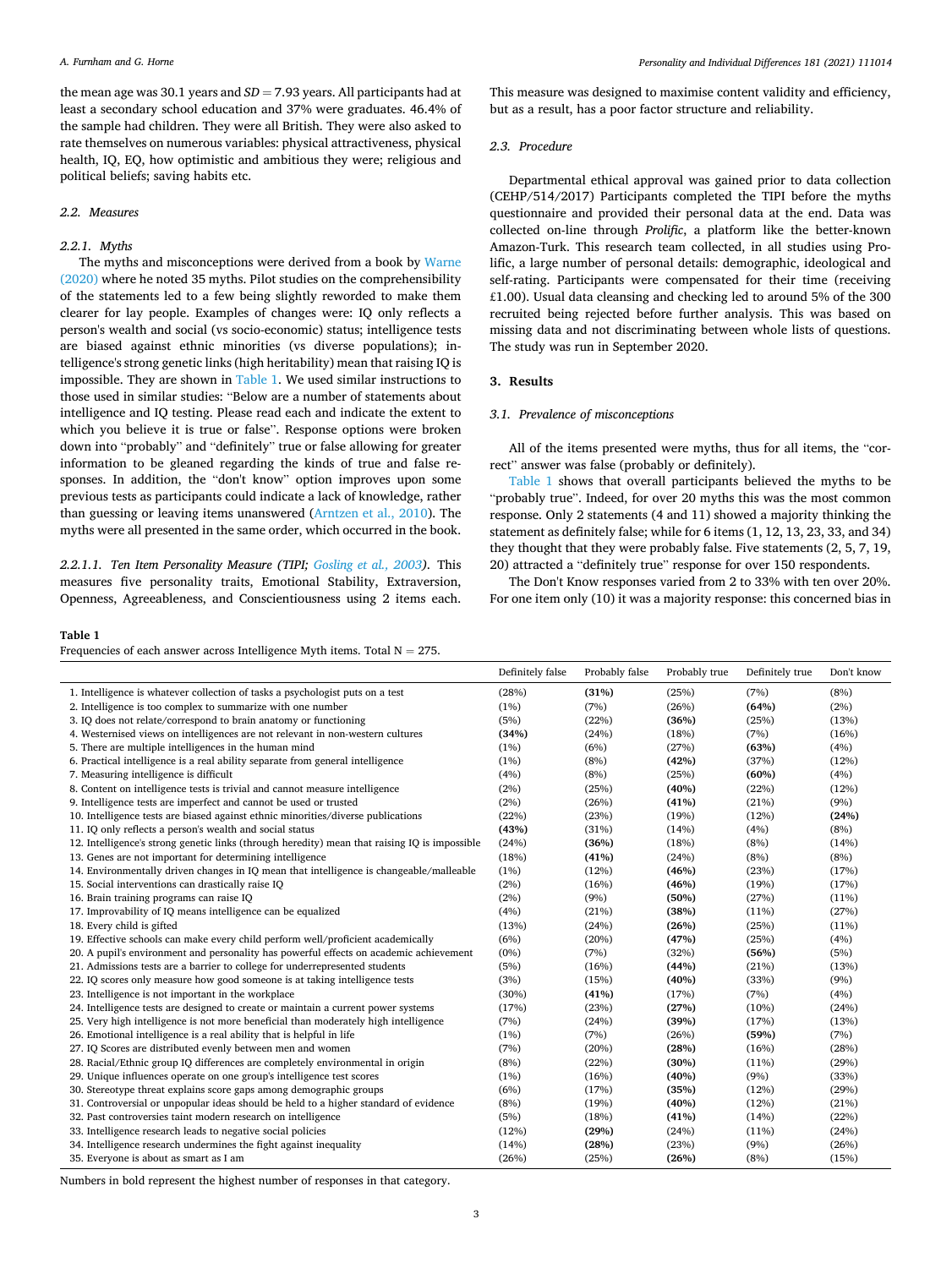the mean age was 30.1 years and $SD = 7.93$ years. All participants had at least a secondary school education and 37% were graduates. 46.4% of the sample had children. They were all British. They were also asked to rate themselves on numerous variables: physical attractiveness, physical health, IQ, EQ, how optimistic and ambitious they were; religious and political beliefs; saving habits etc.

### 2.2. Measures

#### 2.2.1. Myths

The myths and misconceptions were derived from a book by Warne (2020) where he noted 35 myths. Pilot studies on the comprehensibility of the statements led to a few being slightly reworded to make them clearer for lay people. Examples of changes were: IQ only reflects a person's wealth and social (vs socio-economic) status; intelligence tests are biased against ethnic minorities (vs diverse populations); intelligence's strong genetic links (high heritability) mean that raising IQ is impossible. They are shown in Table 1. We used similar instructions to those used in similar studies: "Below are a number of statements about intelligence and IQ testing. Please read each and indicate the extent to which you believe it is true or false". Response options were broken down into "probably" and "definitely" true or false allowing for greater information to be gleaned regarding the kinds of true and false responses. In addition, the "don't know" option improves upon some previous tests as participants could indicate a lack of knowledge, rather than guessing or leaving items unanswered (Arntzen et al., 2010). The myths were all presented in the same order, which occurred in the book.

*2.2.1.1. Ten Item Personality Measure (TIPI; Gosling et al., 2003).* This measures five personality traits, Emotional Stability, Extraversion, Openness, Agreeableness, and Conscientiousness using 2 items each. This measure was designed to maximise content validity and efficiency, but as a result, has a poor factor structure and reliability.

### 2.3. Procedure

Departmental ethical approval was gained prior to data collection (CEHP/514/2017) Participants completed the TIPI before the myths questionnaire and provided their personal data at the end. Data was collected on-line through *Prolific*, a platform like the better-known Amazon-Turk. This research team collected, in all studies using Prolific, a large number of personal details: demographic, ideological and self-rating. Participants were compensated for their time (receiving £1.00). Usual data cleansing and checking led to around 5% of the 300 recruited being rejected before further analysis. This was based on missing data and not discriminating between whole lists of questions. The study was run in September 2020.

## 3. Results

### 3.1. Prevalence of misconceptions

All of the items presented were myths, thus for all items, the "correct" answer was false (probably or definitely).

Table 1 shows that overall participants believed the myths to be "probably true". Indeed, for over 20 myths this was the most common response. Only 2 statements (4 and 11) showed a majority thinking the statement as definitely false; while for 6 items (1, 12, 13, 23, 33, and 34) they thought that they were probably false. Five statements (2, 5, 7, 19, 20) attracted a "definitely true" response for over 150 respondents.

The Don't Know responses varied from 2 to 33% with ten over 20%. For one item only (10) it was a majority response: this concerned bias in

**Table 1**
Frequencies of each answer across Intelligence Myth items. Total N = 275.

| | Definitely false | Probably false | Probably true | Definitely true | Don't know |
|---|---|---|---|---|---|
| 1. Intelligence is whatever collection of tasks a psychologist puts on a test | (28%) | **(31%)** | (25%) | (7%) | (8%) |
| 2. Intelligence is too complex to summarize with one number | (1%) | (7%) | (26%) | **(64%)** | (2%) |
| 3. IQ does not relate/correspond to brain anatomy or functioning | (5%) | (22%) | **(36%)** | (25%) | (13%) |
| 4. Westernised views on intelligences are not relevant in non-western cultures | **(34%)** | (24%) | (18%) | (7%) | (16%) |
| 5. There are multiple intelligences in the human mind | (1%) | (6%) | (27%) | **(63%)** | (4%) |
| 6. Practical intelligence is a real ability separate from general intelligence | (1%) | (8%) | **(42%)** | (37%) | (12%) |
| 7. Measuring intelligence is difficult | (4%) | (8%) | (25%) | **(60%)** | (4%) |
| 8. Content on intelligence tests is trivial and cannot measure intelligence | (2%) | (25%) | **(40%)** | (22%) | (12%) |
| 9. Intelligence tests are imperfect and cannot be used or trusted | (2%) | (26%) | **(41%)** | (21%) | (9%) |
| 10. Intelligence tests are biased against ethnic minorities/diverse publications | (22%) | (23%) | (19%) | (12%) | **(24%)** |
| 11. IQ only reflects a person's wealth and social status | **(43%)** | (31%) | (14%) | (4%) | (8%) |
| 12. Intelligence's strong genetic links (through heredity) mean that raising IQ is impossible | (24%) | **(36%)** | (18%) | (8%) | (14%) |
| 13. Genes are not important for determining intelligence | (18%) | **(41%)** | (24%) | (8%) | (8%) |
| 14. Environmentally driven changes in IQ mean that intelligence is changeable/malleable | (1%) | (12%) | **(46%)** | (23%) | (17%) |
| 15. Social interventions can drastically raise IQ | (2%) | (16%) | **(46%)** | (19%) | (17%) |
| 16. Brain training programs can raise IQ | (2%) | (9%) | **(50%)** | (27%) | (11%) |
| 17. Improvability of IQ means intelligence can be equalized | (4%) | (21%) | **(38%)** | (11%) | (27%) |
| 18. Every child is gifted | (13%) | (24%) | **(26%)** | (25%) | (11%) |
| 19. Effective schools can make every child perform well/proficient academically | (6%) | (20%) | **(47%)** | (25%) | (4%) |
| 20. A pupil's environment and personality has powerful effects on academic achievement | (0%) | (7%) | (32%) | **(56%)** | (5%) |
| 21. Admissions tests are a barrier to college for underrepresented students | (5%) | (16%) | **(44%)** | (21%) | (13%) |
| 22. IQ scores only measure how good someone is at taking intelligence tests | (3%) | (15%) | **(40%)** | (33%) | (9%) |
| 23. Intelligence is not important in the workplace | (30%) | **(41%)** | (17%) | (7%) | (4%) |
| 24. Intelligence tests are designed to create or maintain a current power systems | (17%) | (23%) | **(27%)** | (10%) | (24%) |
| 25. Very high intelligence is not more beneficial than moderately high intelligence | (7%) | (24%) | **(39%)** | (17%) | (13%) |
| 26. Emotional intelligence is a real ability that is helpful in life | (1%) | (7%) | (26%) | **(59%)** | (7%) |
| 27. IQ Scores are distributed evenly between men and women | (7%) | (20%) | **(28%)** | (16%) | (28%) |
| 28. Racial/Ethnic group IQ differences are completely environmental in origin | (8%) | (22%) | **(30%)** | (11%) | (29%) |
| 29. Unique influences operate on one group's intelligence test scores | (1%) | (16%) | **(40%)** | (9%) | (33%) |
| 30. Stereotype threat explains score gaps among demographic groups | (6%) | (17%) | **(35%)** | (12%) | (29%) |
| 31. Controversial or unpopular ideas should be held to a higher standard of evidence | (8%) | (19%) | **(40%)** | (12%) | (21%) |
| 32. Past controversies taint modern research on intelligence | (5%) | (18%) | **(41%)** | (14%) | (22%) |
| 33. Intelligence research leads to negative social policies | (12%) | **(29%)** | (24%) | (11%) | (24%) |
| 34. Intelligence research undermines the fight against inequality | (14%) | **(28%)** | (23%) | (9%) | (26%) |
| 35. Everyone is about as smart as I am | (26%) | (25%) | **(26%)** | (8%) | (15%) |

Numbers in bold represent the highest number of responses in that category.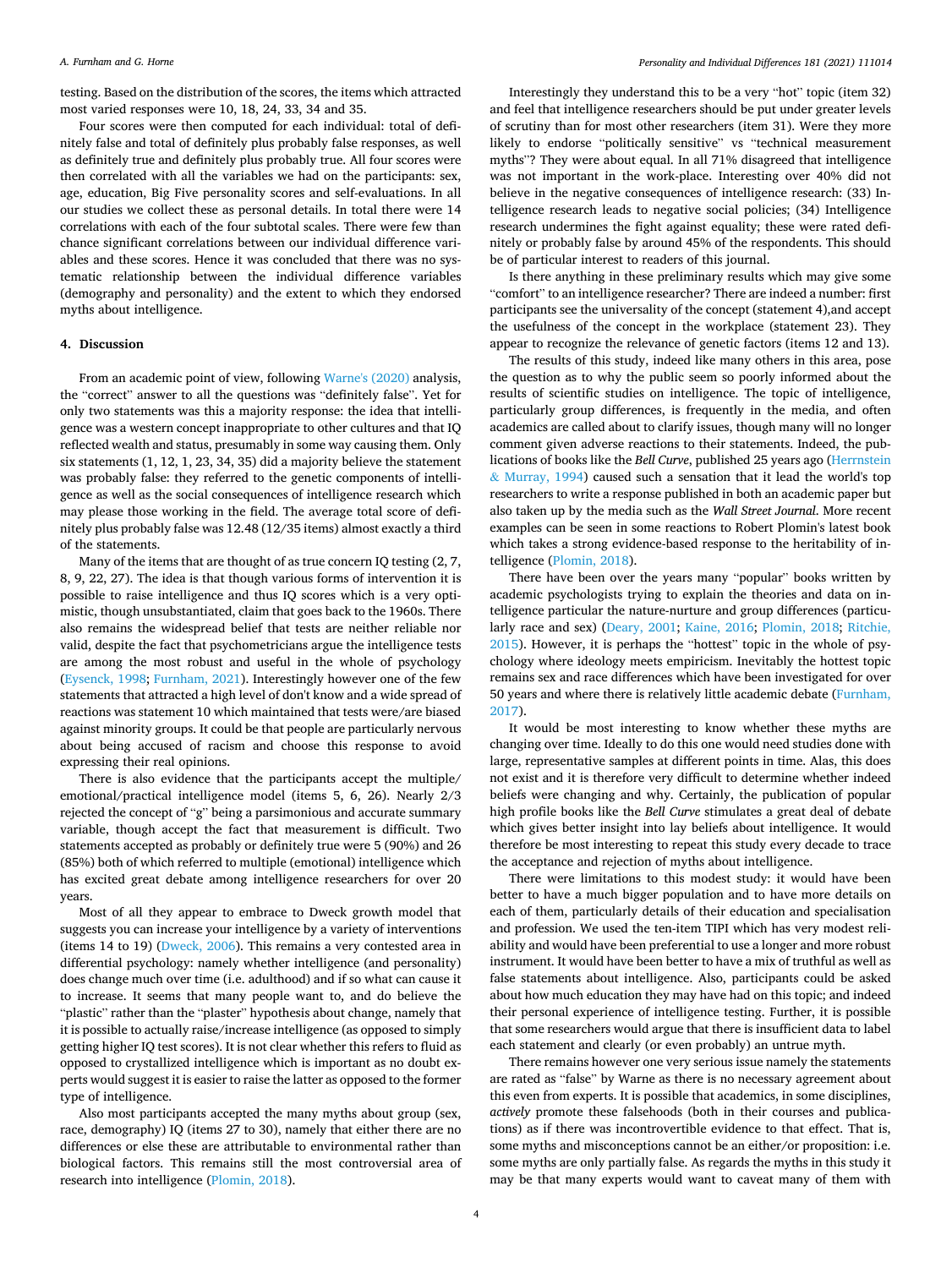testing. Based on the distribution of the scores, the items which attracted most varied responses were 10, 18, 24, 33, 34 and 35.

Four scores were then computed for each individual: total of definitely false and total of definitely plus probably false responses, as well as definitely true and definitely plus probably true. All four scores were then correlated with all the variables we had on the participants: sex, age, education, Big Five personality scores and self-evaluations. In all our studies we collect these as personal details. In total there were 14 correlations with each of the four subtotal scales. There were few than chance significant correlations between our individual difference variables and these scores. Hence it was concluded that there was no systematic relationship between the individual difference variables (demography and personality) and the extent to which they endorsed myths about intelligence.

## 4. Discussion

From an academic point of view, following Warne's (2020) analysis, the "correct" answer to all the questions was "definitely false". Yet for only two statements was this a majority response: the idea that intelligence was a western concept inappropriate to other cultures and that IQ reflected wealth and status, presumably in some way causing them. Only six statements (1, 12, 1, 23, 34, 35) did a majority believe the statement was probably false: they referred to the genetic components of intelligence as well as the social consequences of intelligence research which may please those working in the field. The average total score of definitely plus probably false was 12.48 (12/35 items) almost exactly a third of the statements.

Many of the items that are thought of as true concern IQ testing (2, 7, 8, 9, 22, 27). The idea is that though various forms of intervention it is possible to raise intelligence and thus IQ scores which is a very optimistic, though unsubstantiated, claim that goes back to the 1960s. There also remains the widespread belief that tests are neither reliable nor valid, despite the fact that psychometricians argue the intelligence tests are among the most robust and useful in the whole of psychology (Eysenck, 1998; Furnham, 2021). Interestingly however one of the few statements that attracted a high level of don't know and a wide spread of reactions was statement 10 which maintained that tests were/are biased against minority groups. It could be that people are particularly nervous about being accused of racism and choose this response to avoid expressing their real opinions.

There is also evidence that the participants accept the multiple/emotional/practical intelligence model (items 5, 6, 26). Nearly 2/3 rejected the concept of "g" being a parsimonious and accurate summary variable, though accept the fact that measurement is difficult. Two statements accepted as probably or definitely true were 5 (90%) and 26 (85%) both of which referred to multiple (emotional) intelligence which has excited great debate among intelligence researchers for over 20 years.

Most of all they appear to embrace to Dweck growth model that suggests you can increase your intelligence by a variety of interventions (items 14 to 19) (Dweck, 2006). This remains a very contested area in differential psychology: namely whether intelligence (and personality) does change much over time (i.e. adulthood) and if so what can cause it to increase. It seems that many people want to, and do believe the "plastic" rather than the "plaster" hypothesis about change, namely that it is possible to actually raise/increase intelligence (as opposed to simply getting higher IQ test scores). It is not clear whether this refers to fluid as opposed to crystallized intelligence which is important as no doubt experts would suggest it is easier to raise the latter as opposed to the former type of intelligence.

Also most participants accepted the many myths about group (sex, race, demography) IQ (items 27 to 30), namely that either there are no differences or else these are attributable to environmental rather than biological factors. This remains still the most controversial area of research into intelligence (Plomin, 2018).

Interestingly they understand this to be a very "hot" topic (item 32) and feel that intelligence researchers should be put under greater levels of scrutiny than for most other researchers (item 31). Were they more likely to endorse "politically sensitive" vs "technical measurement myths"? They were about equal. In all 71% disagreed that intelligence was not important in the work-place. Interesting over 40% did not believe in the negative consequences of intelligence research: (33) Intelligence research leads to negative social policies; (34) Intelligence research undermines the fight against equality; these were rated definitely or probably false by around 45% of the respondents. This should be of particular interest to readers of this journal.

Is there anything in these preliminary results which may give some "comfort" to an intelligence researcher? There are indeed a number: first participants see the universality of the concept (statement 4),and accept the usefulness of the concept in the workplace (statement 23). They appear to recognize the relevance of genetic factors (items 12 and 13).

The results of this study, indeed like many others in this area, pose the question as to why the public seem so poorly informed about the results of scientific studies on intelligence. The topic of intelligence, particularly group differences, is frequently in the media, and often academics are called about to clarify issues, though many will no longer comment given adverse reactions to their statements. Indeed, the publications of books like the *Bell Curve*, published 25 years ago (Herrnstein & Murray, 1994) caused such a sensation that it lead the world's top researchers to write a response published in both an academic paper but also taken up by the media such as the *Wall Street Journal*. More recent examples can be seen in some reactions to Robert Plomin's latest book which takes a strong evidence-based response to the heritability of intelligence (Plomin, 2018).

There have been over the years many "popular" books written by academic psychologists trying to explain the theories and data on intelligence particular the nature-nurture and group differences (particularly race and sex) (Deary, 2001; Kaine, 2016; Plomin, 2018; Ritchie, 2015). However, it is perhaps the "hottest" topic in the whole of psychology where ideology meets empiricism. Inevitably the hottest topic remains sex and race differences which have been investigated for over 50 years and where there is relatively little academic debate (Furnham, 2017).

It would be most interesting to know whether these myths are changing over time. Ideally to do this one would need studies done with large, representative samples at different points in time. Alas, this does not exist and it is therefore very difficult to determine whether indeed beliefs were changing and why. Certainly, the publication of popular high profile books like the *Bell Curve* stimulates a great deal of debate which gives better insight into lay beliefs about intelligence. It would therefore be most interesting to repeat this study every decade to trace the acceptance and rejection of myths about intelligence.

There were limitations to this modest study: it would have been better to have a much bigger population and to have more details on each of them, particularly details of their education and specialisation and profession. We used the ten-item TIPI which has very modest reliability and would have been preferential to use a longer and more robust instrument. It would have been better to have a mix of truthful as well as false statements about intelligence. Also, participants could be asked about how much education they may have had on this topic; and indeed their personal experience of intelligence testing. Further, it is possible that some researchers would argue that there is insufficient data to label each statement and clearly (or even probably) an untrue myth.

There remains however one very serious issue namely the statements are rated as "false" by Warne as there is no necessary agreement about this even from experts. It is possible that academics, in some disciplines, *actively* promote these falsehoods (both in their courses and publications) as if there was incontrovertible evidence to that effect. That is, some myths and misconceptions cannot be an either/or proposition: i.e. some myths are only partially false. As regards the myths in this study it may be that many experts would want to caveat many of them with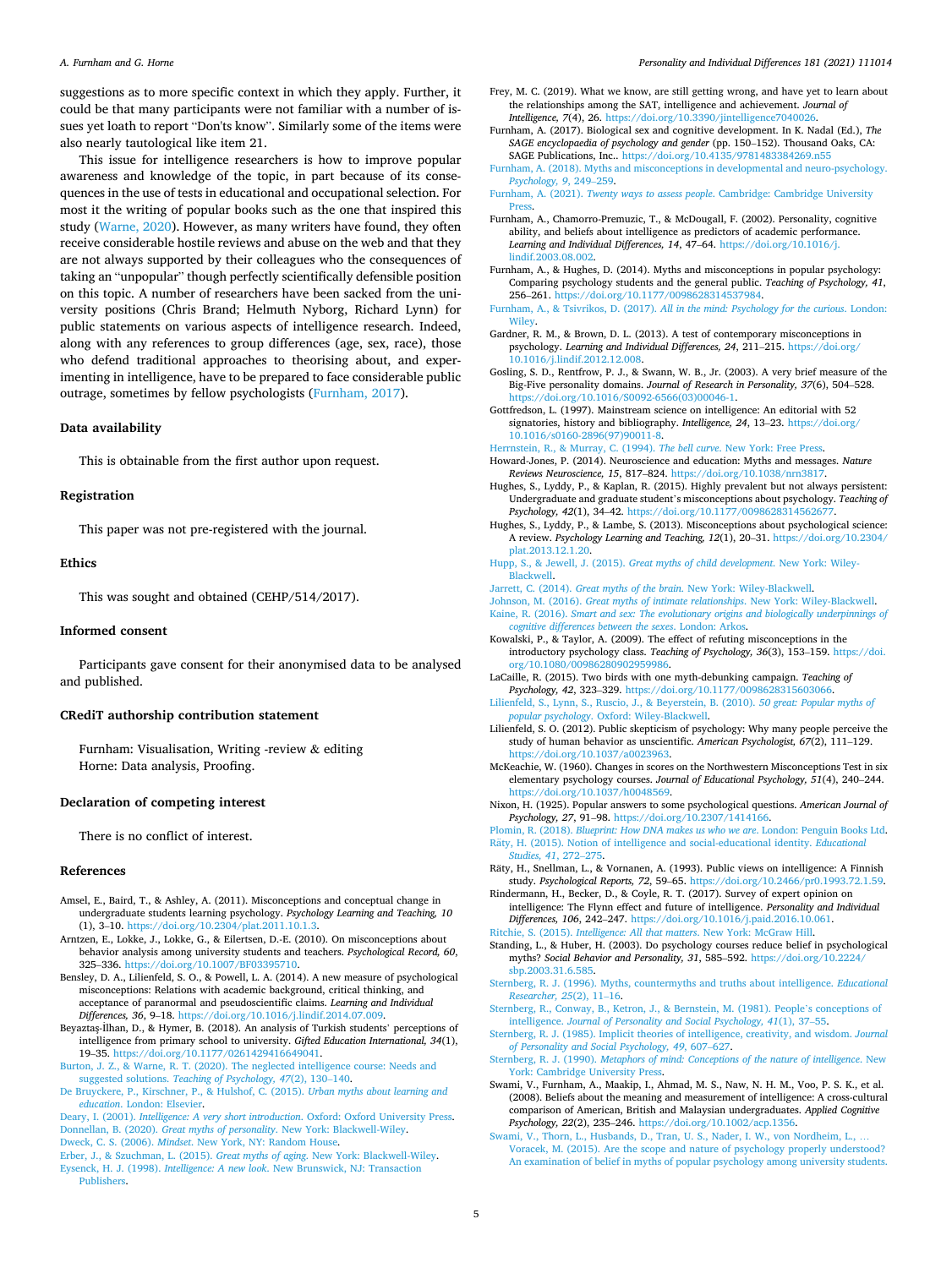suggestions as to more specific context in which they apply. Further, it could be that many participants were not familiar with a number of issues yet loath to report "Don'ts know". Similarly some of the items were also nearly tautological like item 21.

This issue for intelligence researchers is how to improve popular awareness and knowledge of the topic, in part because of its consequences in the use of tests in educational and occupational selection. For most it the writing of popular books such as the one that inspired this study (Warne, 2020). However, as many writers have found, they often receive considerable hostile reviews and abuse on the web and that they are not always supported by their colleagues who the consequences of taking an "unpopular" though perfectly scientifically defensible position on this topic. A number of researchers have been sacked from the university positions (Chris Brand; Helmuth Nyborg, Richard Lynn) for public statements on various aspects of intelligence research. Indeed, along with any references to group differences (age, sex, race), those who defend traditional approaches to theorising about, and experimenting in intelligence, have to be prepared to face considerable public outrage, sometimes by fellow psychologists (Furnham, 2017).

## Data availability

This is obtainable from the first author upon request.

## Registration

This paper was not pre-registered with the journal.

## Ethics

This was sought and obtained (CEHP/514/2017).

## Informed consent

Participants gave consent for their anonymised data to be analysed and published.

## CRediT authorship contribution statement

Furnham: Visualisation, Writing -review & editing
Horne: Data analysis, Proofing.

## Declaration of competing interest

There is no conflict of interest.

## References

Amsel, E., Baird, T., & Ashley, A. (2011). Misconceptions and conceptual change in undergraduate students learning psychology. *Psychology Learning and Teaching, 10* (1), 3–10. https://doi.org/10.2304/plat.2011.10.1.3.

Arntzen, E., Lokke, J., Lokke, G., & Eilertsen, D.-E. (2010). On misconceptions about behavior analysis among university students and teachers. *Psychological Record, 60*, 325–336. https://doi.org/10.1007/BF03395710.

Bensley, D. A., Lilienfeld, S. O., & Powell, L. A. (2014). A new measure of psychological misconceptions: Relations with academic background, critical thinking, and acceptance of paranormal and pseudoscientific claims. *Learning and Individual Differences, 36*, 9–18. https://doi.org/10.1016/j.lindif.2014.07.009.

Beyaztaş-İlhan, D., & Hymer, B. (2018). An analysis of Turkish students' perceptions of intelligence from primary school to university. *Gifted Education International, 34*(1), 19–35. https://doi.org/10.1177/0261429416649041.

Burton, J. Z., & Warne, R. T. (2020). The neglected intelligence course: Needs and suggested solutions. *Teaching of Psychology, 47*(2), 130–140.

De Bruyckere, P., Kirschner, P., & Hulshof, C. (2015). *Urban myths about learning and education*. London: Elsevier.

Deary, I. (2001). *Intelligence: A very short introduction*. Oxford: Oxford University Press.

Donnellan, B. (2020). *Great myths of personality*. New York: Blackwell-Wiley.

Dweck, C. S. (2006). *Mindset*. New York, NY: Random House.

Erber, J., & Szuchman, L. (2015). *Great myths of aging*. New York: Blackwell-Wiley.

Eysenck, H. J. (1998). *Intelligence: A new look*. New Brunswick, NJ: Transaction Publishers.

Frey, M. C. (2019). What we know, are still getting wrong, and have yet to learn about the relationships among the SAT, intelligence and achievement. *Journal of Intelligence, 7*(4), 26. https://doi.org/10.3390/jintelligence7040026.

Furnham, A. (2017). Biological sex and cognitive development. In K. Nadal (Ed.), *The SAGE encyclopaedia of psychology and gender* (pp. 150–152). Thousand Oaks, CA: SAGE Publications, Inc.. https://doi.org/10.4135/9781483384269.n55

Furnham, A. (2018). Myths and misconceptions in developmental and neuro-psychology. *Psychology, 9*, 249–259.

Furnham, A. (2021). *Twenty ways to assess people*. Cambridge: Cambridge University Press.

Furnham, A., Chamorro-Premuzic, T., & McDougall, F. (2002). Personality, cognitive ability, and beliefs about intelligence as predictors of academic performance. *Learning and Individual Differences, 14*, 47–64. https://doi.org/10.1016/j.lindif.2003.08.002.

Furnham, A., & Hughes, D. (2014). Myths and misconceptions in popular psychology: Comparing psychology students and the general public. *Teaching of Psychology, 41*, 256–261. https://doi.org/10.1177/0098628314537984.

Furnham, A., & Tsivrikos, D. (2017). *All in the mind: Psychology for the curious*. London: Wiley.

Gardner, R. M., & Brown, D. L. (2013). A test of contemporary misconceptions in psychology. *Learning and Individual Differences, 24*, 211–215. https://doi.org/10.1016/j.lindif.2012.12.008.

Gosling, S. D., Rentfrow, P. J., & Swann, W. B., Jr. (2003). A very brief measure of the Big-Five personality domains. *Journal of Research in Personality, 37*(6), 504–528. https://doi.org/10.1016/S0092-6566(03)00046-1.

Gottfredson, L. (1997). Mainstream science on intelligence: An editorial with 52 signatories, history and bibliography. *Intelligence, 24*, 13–23. https://doi.org/10.1016/s0160-2896(97)90011-8.

Herrnstein, R., & Murray, C. (1994). *The bell curve*. New York: Free Press.

Howard-Jones, P. (2014). Neuroscience and education: Myths and messages. *Nature Reviews Neuroscience, 15*, 817–824. https://doi.org/10.1038/nrn3817.

Hughes, S., Lyddy, P., & Kaplan, R. (2015). Highly prevalent but not always persistent: Undergraduate and graduate student's misconceptions about psychology. *Teaching of Psychology, 42*(1), 34–42. https://doi.org/10.1177/0098628314562677.

Hughes, S., Lyddy, P., & Lambe, S. (2013). Misconceptions about psychological science: A review. *Psychology Learning and Teaching, 12*(1), 20–31. https://doi.org/10.2304/plat.2013.12.1.20.

Hupp, S., & Jewell, J. (2015). *Great myths of child development*. New York: Wiley-Blackwell.

Jarrett, C. (2014). *Great myths of the brain*. New York: Wiley-Blackwell.

Johnson, M. (2016). *Great myths of intimate relationships*. New York: Wiley-Blackwell.

Kaine, R. (2016). *Smart and sex: The evolutionary origins and biologically underpinnings of cognitive differences between the sexes*. London: Arkos.

Kowalski, P., & Taylor, A. (2009). The effect of refuting misconceptions in the introductory psychology class. *Teaching of Psychology, 36*(3), 153–159. https://doi.org/10.1080/00986280902959986.

LaCaille, R. (2015). Two birds with one myth-debunking campaign. *Teaching of Psychology, 42*, 323–329. https://doi.org/10.1177/0098628315603066.

Lilienfeld, S., Lynn, S., Ruscio, J., & Beyerstein, B. (2010). *50 great: Popular myths of popular psychology*. Oxford: Wiley-Blackwell.

Lilienfeld, S. O. (2012). Public skepticism of psychology: Why many people perceive the study of human behavior as unscientific. *American Psychologist, 67*(2), 111–129. https://doi.org/10.1037/a0023963.

McKeachie, W. (1960). Changes in scores on the Northwestern Misconceptions Test in six elementary psychology courses. *Journal of Educational Psychology, 51*(4), 240–244. https://doi.org/10.1037/h0048569.

Nixon, H. (1925). Popular answers to some psychological questions. *American Journal of Psychology, 27*, 91–98. https://doi.org/10.2307/1414166.

Plomin, R. (2018). *Blueprint: How DNA makes us who we are*. London: Penguin Books Ltd.

Räty, H. (2015). Notion of intelligence and social-educational identity. *Educational Studies, 41*, 272–275.

Räty, H., Snellman, L., & Vornanen, A. (1993). Public views on intelligence: A Finnish study. *Psychological Reports, 72*, 59–65. https://doi.org/10.2466/pr0.1993.72.1.59.

Rindermann, H., Becker, D., & Coyle, R. T. (2017). Survey of expert opinion on intelligence: The Flynn effect and future of intelligence. *Personality and Individual Differences, 106*, 242–247. https://doi.org/10.1016/j.paid.2016.10.061.

Ritchie, S. (2015). *Intelligence: All that matters*. New York: McGraw Hill.

Standing, L., & Huber, H. (2003). Do psychology courses reduce belief in psychological myths? *Social Behavior and Personality, 31*, 585–592. https://doi.org/10.2224/sbp.2003.31.6.585.

Sternberg, R. J. (1996). Myths, countermyths and truths about intelligence. *Educational Researcher, 25*(2), 11–16.

Sternberg, R., Conway, B., Ketron, J., & Bernstein, M. (1981). People's conceptions of intelligence. *Journal of Personality and Social Psychology, 41*(1), 37–55.

Sternberg, R. J. (1985). Implicit theories of intelligence, creativity, and wisdom. *Journal of Personality and Social Psychology, 49*, 607–627.

Sternberg, R. J. (1990). *Metaphors of mind: Conceptions of the nature of intelligence*. New York: Cambridge University Press.

Swami, V., Furnham, A., Maakip, I., Ahmad, M. S., Naw, N. H. M., Voo, P. S. K., et al. (2008). Beliefs about the meaning and measurement of intelligence: A cross-cultural comparison of American, British and Malaysian undergraduates. *Applied Cognitive Psychology, 22*(2), 235–246. https://doi.org/10.1002/acp.1356.

Swami, V., Thorn, L., Husbands, D., Tran, U. S., Nader, I. W., von Nordheim, L., … Voracek, M. (2015). Are the scope and nature of psychology properly understood? An examination of belief in myths of popular psychology among university students.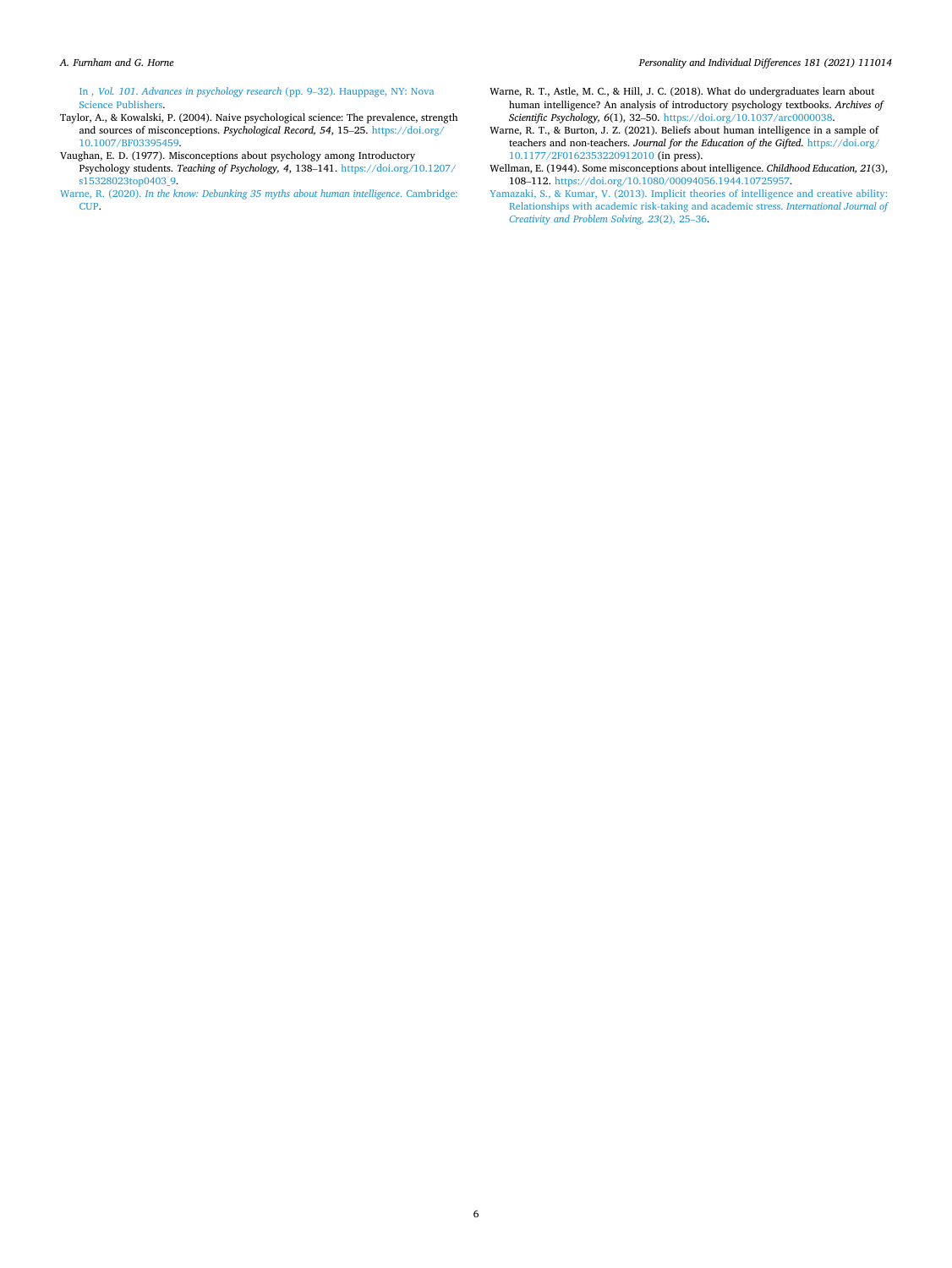In , *Vol. 101. Advances in psychology research* (pp. 9–32). Hauppage, NY: Nova Science Publishers.

Taylor, A., & Kowalski, P. (2004). Naive psychological science: The prevalence, strength and sources of misconceptions. *Psychological Record, 54*, 15–25. https://doi.org/10.1007/BF03395459.

Vaughan, E. D. (1977). Misconceptions about psychology among Introductory Psychology students. *Teaching of Psychology, 4*, 138–141. https://doi.org/10.1207/s15328023top0403_9.

Warne, R. (2020). *In the know: Debunking 35 myths about human intelligence*. Cambridge: CUP.

Warne, R. T., Astle, M. C., & Hill, J. C. (2018). What do undergraduates learn about human intelligence? An analysis of introductory psychology textbooks. *Archives of Scientific Psychology, 6*(1), 32–50. https://doi.org/10.1037/arc0000038.

Warne, R. T., & Burton, J. Z. (2021). Beliefs about human intelligence in a sample of teachers and non-teachers. *Journal for the Education of the Gifted*. https://doi.org/10.1177/2F0162353220912010 (in press).

Wellman, E. (1944). Some misconceptions about intelligence. *Childhood Education, 21*(3), 108–112. https://doi.org/10.1080/00094056.1944.10725957.

Yamazaki, S., & Kumar, V. (2013). Implicit theories of intelligence and creative ability: Relationships with academic risk-taking and academic stress. *International Journal of Creativity and Problem Solving, 23*(2), 25–36.